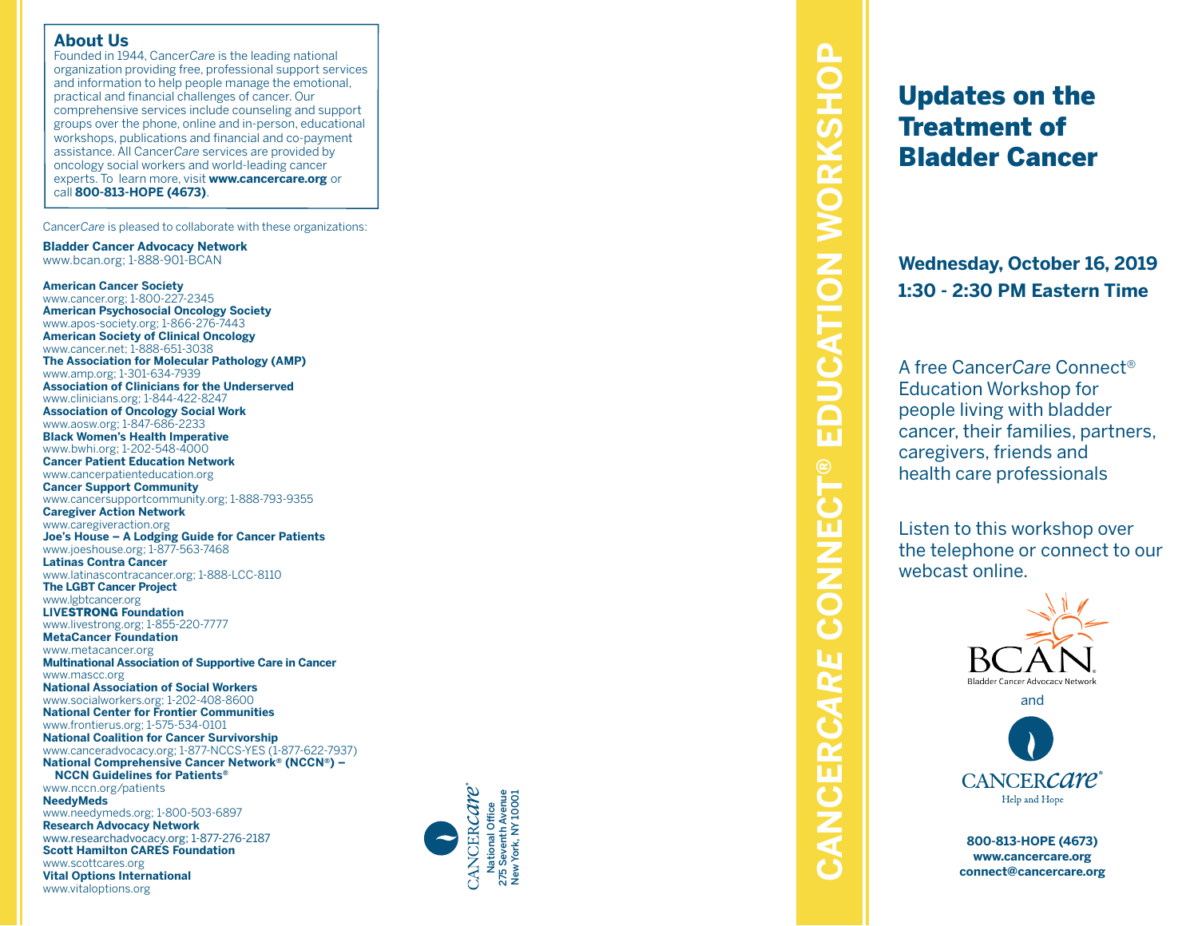## About Us

Founded in 1944, Cancer*Care* is the leading national organization providing free, professional support services and information to help people manage the emotional, practical and financial challenges of cancer. Our comprehensive services include counseling and support groups over the phone, online and in-person, educational workshops, publications and financial and co-payment assistance. All Cancer*Care* services are provided by oncology social workers and world-leading cancer experts. To learn more, visit **www.cancercare.org** or call **800-813-HOPE (4673)**.

Cancer*Care* is pleased to collaborate with these organizations:

**Bladder Cancer Advocacy Network**
www.bcan.org; 1-888-901-BCAN

**American Cancer Society**
www.cancer.org; 1-800-227-2345
**American Psychosocial Oncology Society**
www.apos-society.org; 1-866-276-7443
**American Society of Clinical Oncology**
www.cancer.net; 1-888-651-3038
**The Association for Molecular Pathology (AMP)**
www.amp.org; 1-301-634-7939
**Association of Clinicians for the Underserved**
www.clinicians.org; 1-844-422-8247
**Association of Oncology Social Work**
www.aosw.org; 1-847-686-2233
**Black Women's Health Imperative**
www.bwhi.org; 1-202-548-4000
**Cancer Patient Education Network**
www.cancerpatienteducation.org
**Cancer Support Community**
www.cancersupportcommunity.org; 1-888-793-9355
**Caregiver Action Network**
www.caregiveraction.org
**Joe's House – A Lodging Guide for Cancer Patients**
www.joeshouse.org; 1-877-563-7468
**Latinas Contra Cancer**
www.latinascontracancer.org; 1-888-LCC-8110
**The LGBT Cancer Project**
www.lgbtcancer.org
**LIVESTRONG Foundation**
www.livestrong.org; 1-855-220-7777
**MetaCancer Foundation**
www.metacancer.org
**Multinational Association of Supportive Care in Cancer**
www.mascc.org
**National Association of Social Workers**
www.socialworkers.org; 1-202-408-8600
**National Center for Frontier Communities**
www.frontierus.org; 1-575-534-0101
**National Coalition for Cancer Survivorship**
www.canceradvocacy.org; 1-877-NCCS-YES (1-877-622-7937)
**National Comprehensive Cancer Network® (NCCN®) – NCCN Guidelines for Patients®**
www.nccn.org/patients
**NeedyMeds**
www.needymeds.org; 1-800-503-6897
**Research Advocacy Network**
www.researchadvocacy.org; 1-877-276-2187
**Scott Hamilton CARES Foundation**
www.scottcares.org
**Vital Options International**
www.vitaloptions.org

Cancer*Care*
National Office
275 Seventh Avenue
New York, NY 10001

CANCER*CARE* CONNECT® EDUCATION WORKSHOP

# Updates on the Treatment of Bladder Cancer

**Wednesday, October 16, 2019**
**1:30 - 2:30 PM Eastern Time**

A free Cancer*Care* Connect® Education Workshop for people living with bladder cancer, their families, partners, caregivers, friends and health care professionals

Listen to this workshop over the telephone or connect to our webcast online.

BCAN
Bladder Cancer Advocacy Network

and

CANCER*care*®
Help and Hope

**800-813-HOPE (4673)**
**www.cancercare.org**
**connect@cancercare.org**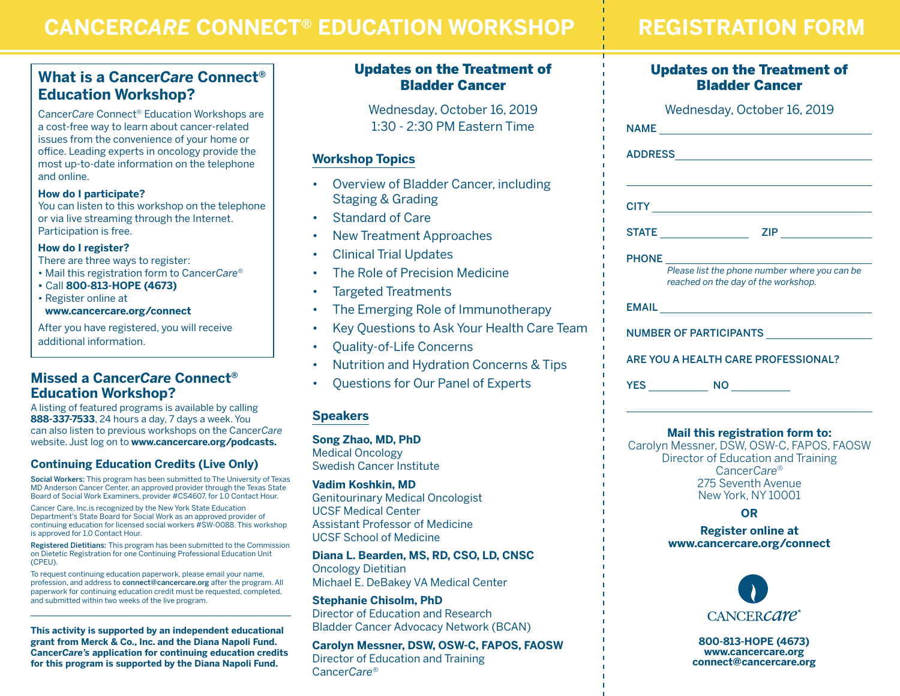# CANCER*CARE* CONNECT® EDUCATION WORKSHOP

## What is a Cancer*Care* Connect® Education Workshop?

Cancer*Care* Connect® Education Workshops are a cost-free way to learn about cancer-related issues from the convenience of your home or office. Leading experts in oncology provide the most up-to-date information on the telephone and online.

**How do I participate?**
You can listen to this workshop on the telephone or via live streaming through the Internet. Participation is free.

**How do I register?**
There are three ways to register:

- Mail this registration form to Cancer*Care*®
- Call **800-813-HOPE (4673)**
- Register online at **www.cancercare.org/connect**

After you have registered, you will receive additional information.

## Missed a Cancer*Care* Connect® Education Workshop?

A listing of featured programs is available by calling **888-337-7533**, 24 hours a day, 7 days a week. You can also listen to previous workshops on the Cancer*Care* website. Just log on to **www.cancercare.org/podcasts.**

### Continuing Education Credits (Live Only)

**Social Workers:** This program has been submitted to The University of Texas MD Anderson Cancer Center, an approved provider through the Texas State Board of Social Work Examiners, provider #CS4607, for 1.0 Contact Hour.

Cancer Care, Inc.is recognized by the New York State Education Department's State Board for Social Work as an approved provider of continuing education for licensed social workers #SW-0088. This workshop is approved for 1.0 Contact Hour.

**Registered Dietitians:** This program has been submitted to the Commission on Dietetic Registration for one Continuing Professional Education Unit (CPEU).

To request continuing education paperwork, please email your name, profession, and address to **connect@cancercare.org** after the program. All paperwork for continuing education credit must be requested, completed, and submitted within two weeks of the live program.

**This activity is supported by an independent educational grant from Merck & Co., Inc. and the Diana Napoli Fund. Cancer*Care's* application for continuing education credits for this program is supported by the Diana Napoli Fund.**

## Updates on the Treatment of Bladder Cancer

Wednesday, October 16, 2019
1:30 - 2:30 PM Eastern Time

### Workshop Topics

- Overview of Bladder Cancer, including Staging & Grading
- Standard of Care
- New Treatment Approaches
- Clinical Trial Updates
- The Role of Precision Medicine
- Targeted Treatments
- The Emerging Role of Immunotherapy
- Key Questions to Ask Your Health Care Team
- Quality-of-Life Concerns
- Nutrition and Hydration Concerns & Tips
- Questions for Our Panel of Experts

### Speakers

**Song Zhao, MD, PhD**
Medical Oncology
Swedish Cancer Institute

**Vadim Koshkin, MD**
Genitourinary Medical Oncologist
UCSF Medical Center
Assistant Professor of Medicine
UCSF School of Medicine

**Diana L. Bearden, MS, RD, CSO, LD, CNSC**
Oncology Dietitian
Michael E. DeBakey VA Medical Center

**Stephanie Chisolm, PhD**
Director of Education and Research
Bladder Cancer Advocacy Network (BCAN)

**Carolyn Messner, DSW, OSW-C, FAPOS, FAOSW**
Director of Education and Training
Cancer*Care*®

# REGISTRATION FORM

## Updates on the Treatment of Bladder Cancer

Wednesday, October 16, 2019

NAME ______________________

ADDRESS ______________________

______________________

CITY ______________________

STATE ____________ ZIP ____________

PHONE ______________________
*Please list the phone number where you can be reached on the day of the workshop.*

EMAIL ______________________

NUMBER OF PARTICIPANTS ____________

ARE YOU A HEALTH CARE PROFESSIONAL?

YES ________ NO ________

**Mail this registration form to:**
Carolyn Messner, DSW, OSW-C, FAPOS, FAOSW
Director of Education and Training
Cancer*Care*®
275 Seventh Avenue
New York, NY 10001

**OR**

**Register online at www.cancercare.org/connect**

CANCER*care*®

**800-813-HOPE (4673)**
**www.cancercare.org**
**connect@cancercare.org**